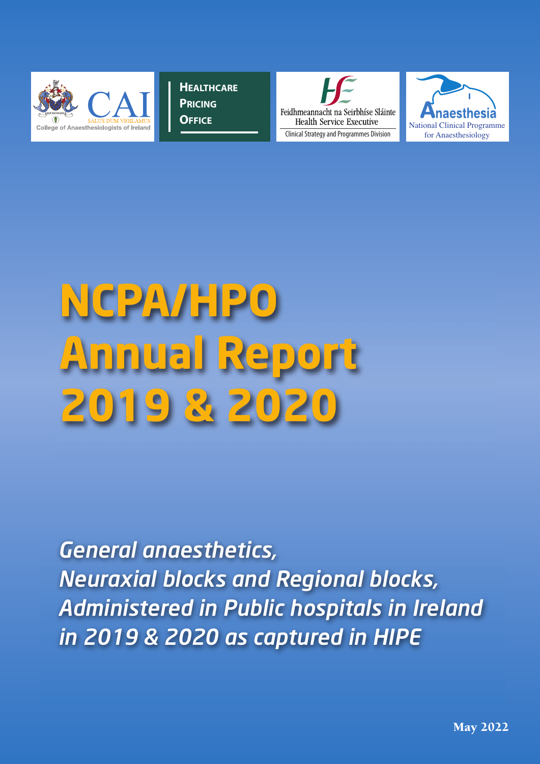College of Anaesthesiologists of Ireland

SALUS DUM VIGILAMUS

HEALTHCARE PRICING OFFICE

Feidhmeannacht na Seirbhíse Sláinte
Health Service Executive
Clinical Strategy and Programmes Division

Anaesthesia
National Clinical Programme for Anaesthesiology

# NCPA/HPO Annual Report 2019 & 2020

*General anaesthetics,*
*Neuraxial blocks and Regional blocks,*
*Administered in Public hospitals in Ireland*
*in 2019 & 2020 as captured in HIPE*

**May 2022**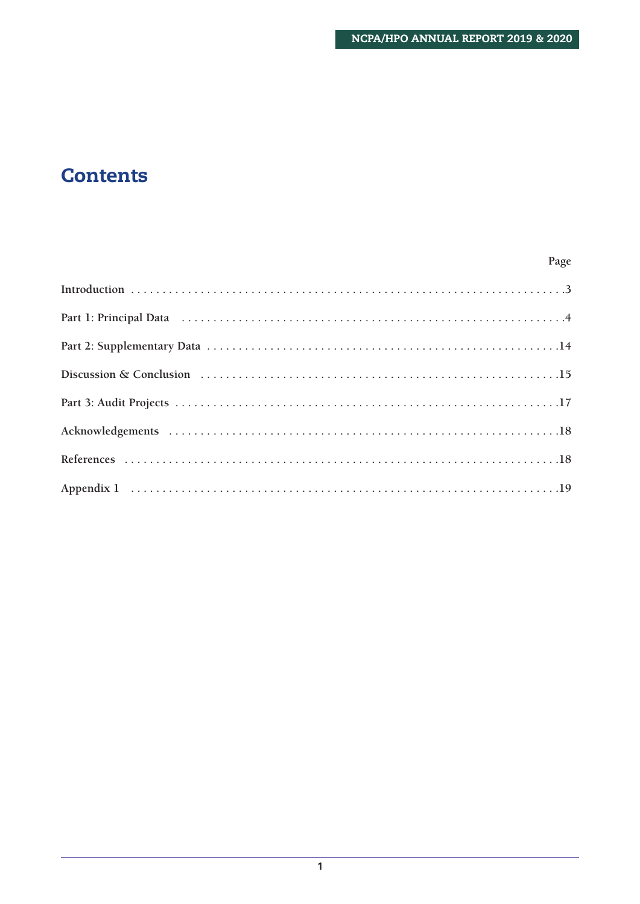# Contents

| | Page |
|---|---|
| Introduction | 3 |
| Part 1: Principal Data | 4 |
| Part 2: Supplementary Data | 14 |
| Discussion & Conclusion | 15 |
| Part 3: Audit Projects | 17 |
| Acknowledgements | 18 |
| References | 18 |
| Appendix 1 | 19 |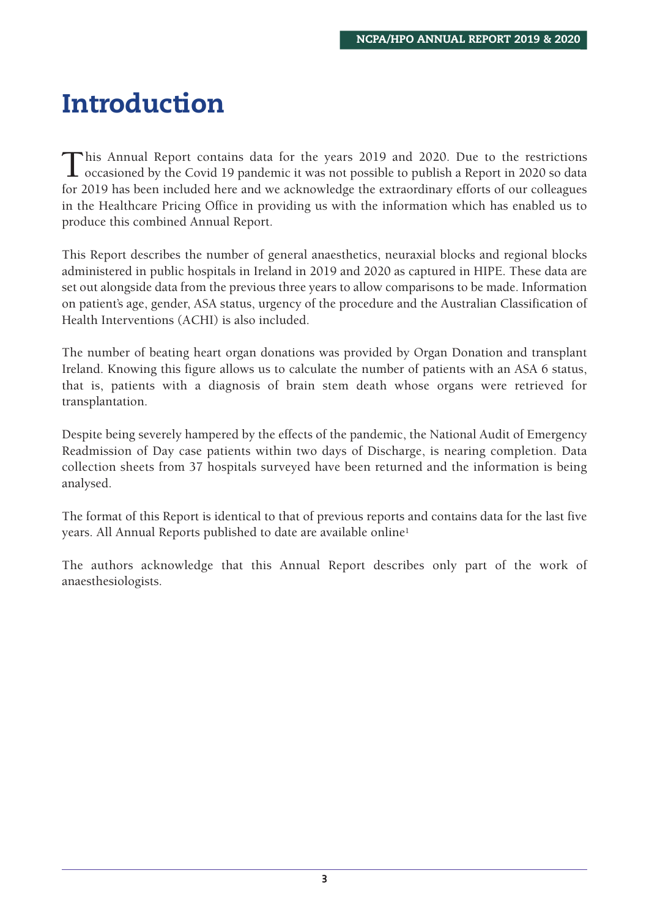# Introduction

This Annual Report contains data for the years 2019 and 2020. Due to the restrictions occasioned by the Covid 19 pandemic it was not possible to publish a Report in 2020 so data for 2019 has been included here and we acknowledge the extraordinary efforts of our colleagues in the Healthcare Pricing Office in providing us with the information which has enabled us to produce this combined Annual Report.

This Report describes the number of general anaesthetics, neuraxial blocks and regional blocks administered in public hospitals in Ireland in 2019 and 2020 as captured in HIPE. These data are set out alongside data from the previous three years to allow comparisons to be made. Information on patient's age, gender, ASA status, urgency of the procedure and the Australian Classification of Health Interventions (ACHI) is also included.

The number of beating heart organ donations was provided by Organ Donation and transplant Ireland. Knowing this figure allows us to calculate the number of patients with an ASA 6 status, that is, patients with a diagnosis of brain stem death whose organs were retrieved for transplantation.

Despite being severely hampered by the effects of the pandemic, the National Audit of Emergency Readmission of Day case patients within two days of Discharge, is nearing completion. Data collection sheets from 37 hospitals surveyed have been returned and the information is being analysed.

The format of this Report is identical to that of previous reports and contains data for the last five years. All Annual Reports published to date are available online[1]

The authors acknowledge that this Annual Report describes only part of the work of anaesthesiologists.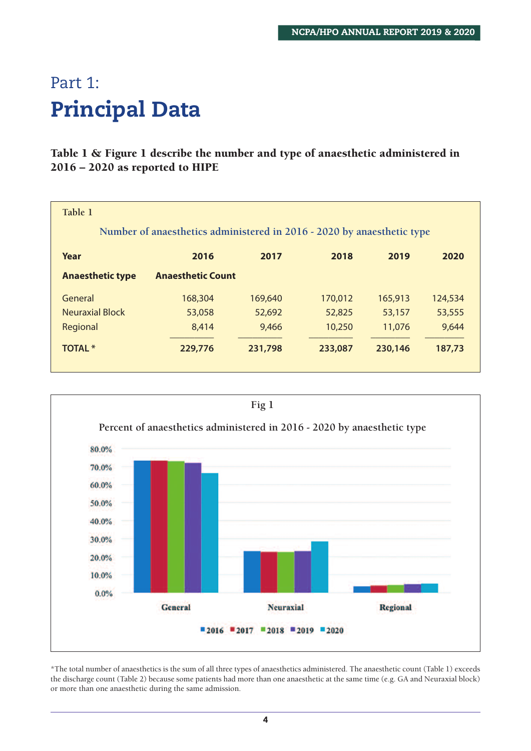# Part 1:

# Principal Data

**Table 1 & Figure 1 describe the number and type of anaesthetic administered in 2016 – 2020 as reported to HIPE**

Table 1

Number of anaesthetics administered in 2016 - 2020 by anaesthetic type

| Year | 2016 | 2017 | 2018 | 2019 | 2020 |
|---|---|---|---|---|---|
| **Anaesthetic type** | **Anaesthetic Count** | | | | |
| General | 168,304 | 169,640 | 170,012 | 165,913 | 124,534 |
| Neuraxial Block | 53,058 | 52,692 | 52,825 | 53,157 | 53,555 |
| Regional | 8,414 | 9,466 | 10,250 | 11,076 | 9,644 |
| **TOTAL *** | **229,776** | **231,798** | **233,087** | **230,146** | **187,73** |

Fig 1

Percent of anaesthetics administered in 2016 - 2020 by anaesthetic type

*The total number of anaesthetics is the sum of all three types of anaesthetics administered. The anaesthetic count (Table 1) exceeds the discharge count (Table 2) because some patients had more than one anaesthetic at the same time (e.g. GA and Neuraxial block) or more than one anaesthetic during the same admission.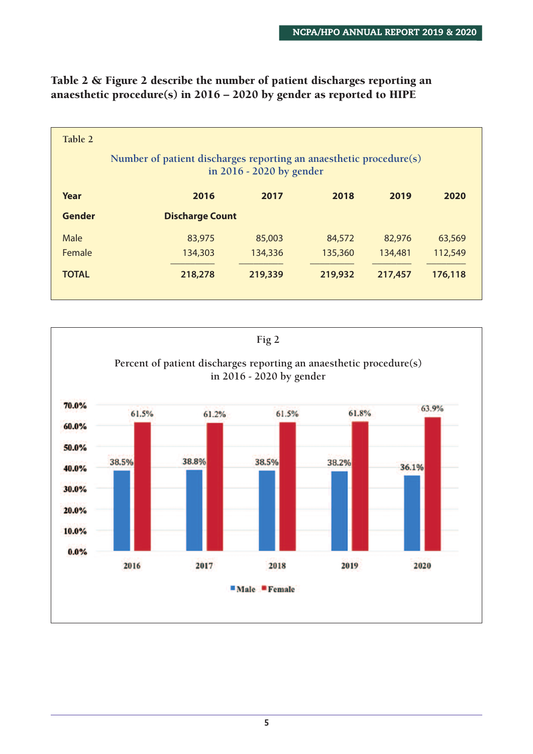**Table 2 & Figure 2 describe the number of patient discharges reporting an anaesthetic procedure(s) in 2016 – 2020 by gender as reported to HIPE**

Table 2

Number of patient discharges reporting an anaesthetic procedure(s) in 2016 - 2020 by gender

| Year | 2016 | 2017 | 2018 | 2019 | 2020 |
|---|---|---|---|---|---|
| **Gender** | **Discharge Count** | | | | |
| Male | 83,975 | 85,003 | 84,572 | 82,976 | 63,569 |
| Female | 134,303 | 134,336 | 135,360 | 134,481 | 112,549 |
| **TOTAL** | **218,278** | **219,339** | **219,932** | **217,457** | **176,118** |

Fig 2

Percent of patient discharges reporting an anaesthetic procedure(s) in 2016 - 2020 by gender

| Year | Male | Female |
|---|---|---|
| 2016 | 38.5% | 61.5% |
| 2017 | 38.8% | 61.2% |
| 2018 | 38.5% | 61.5% |
| 2019 | 38.2% | 61.8% |
| 2020 | 36.1% | 63.9% |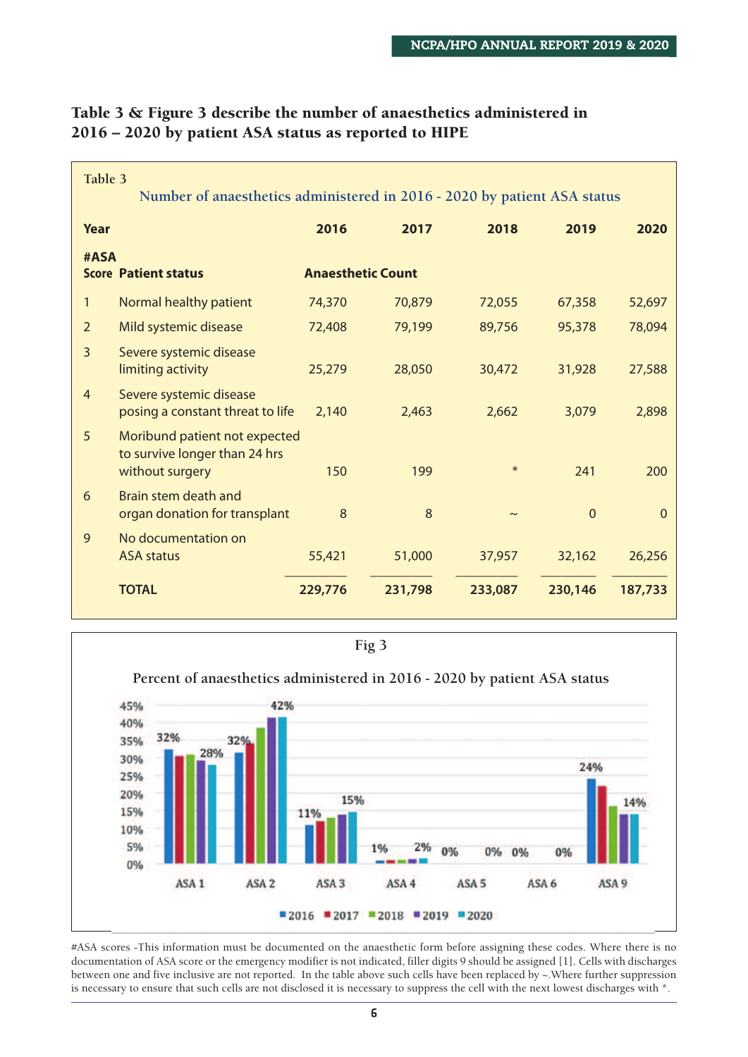### Table 3 & Figure 3 describe the number of anaesthetics administered in 2016 – 2020 by patient ASA status as reported to HIPE

Table 3

Number of anaesthetics administered in 2016 - 2020 by patient ASA status

| #ASA Score | Patient status | 2016 | 2017 | 2018 | 2019 | 2020 |
|---|---|---|---|---|---|---|
| | | Anaesthetic Count | | | | |
| 1 | Normal healthy patient | 74,370 | 70,879 | 72,055 | 67,358 | 52,697 |
| 2 | Mild systemic disease | 72,408 | 79,199 | 89,756 | 95,378 | 78,094 |
| 3 | Severe systemic disease limiting activity | 25,279 | 28,050 | 30,472 | 31,928 | 27,588 |
| 4 | Severe systemic disease posing a constant threat to life | 2,140 | 2,463 | 2,662 | 3,079 | 2,898 |
| 5 | Moribund patient not expected to survive longer than 24 hrs without surgery | 150 | 199 | * | 241 | 200 |
| 6 | Brain stem death and organ donation for transplant | 8 | 8 | ~ | 0 | 0 |
| 9 | No documentation on ASA status | 55,421 | 51,000 | 37,957 | 32,162 | 26,256 |
| | **TOTAL** | **229,776** | **231,798** | **233,087** | **230,146** | **187,733** |

Fig 3

Percent of anaesthetics administered in 2016 - 2020 by patient ASA status

| | 2016 | 2017 | 2018 | 2019 | 2020 |
|---|---|---|---|---|---|
| ASA 1 | 32% | | | 28% | |
| ASA 2 | 32% | | | | 42% |
| ASA 3 | 11% | | | | 15% |
| ASA 4 | 1% | | | | 2% |
| ASA 5 | 0% | | | | 0% |
| ASA 6 | 0% | | | | 0% |
| ASA 9 | 24% | | | | 14% |

#ASA scores -This information must be documented on the anaesthetic form before assigning these codes. Where there is no documentation of ASA score or the emergency modifier is not indicated, filler digits 9 should be assigned [1]. Cells with discharges between one and five inclusive are not reported. In the table above such cells have been replaced by ~.Where further suppression is necessary to ensure that such cells are not disclosed it is necessary to suppress the cell with the next lowest discharges with *.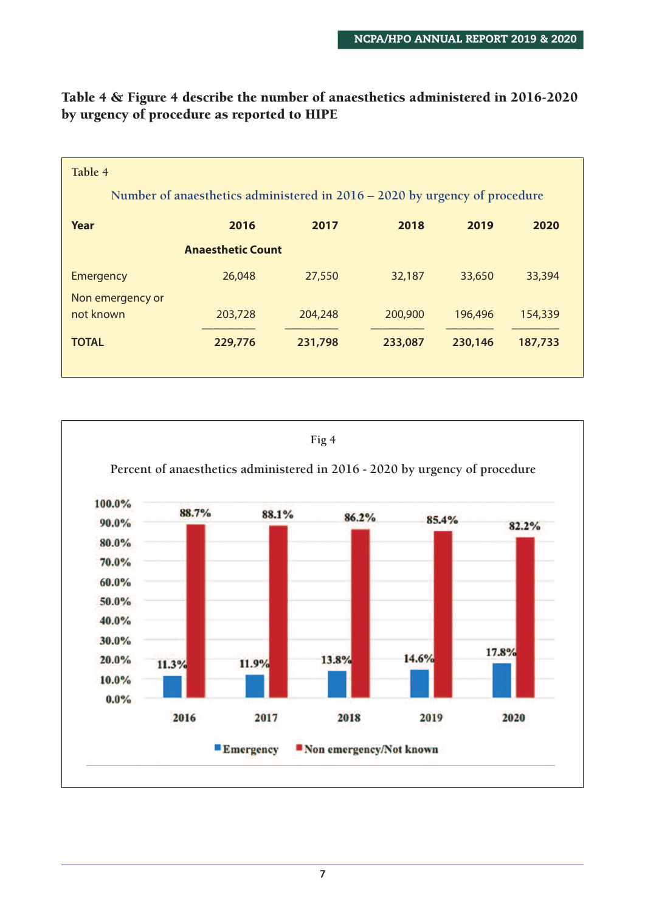**Table 4 & Figure 4 describe the number of anaesthetics administered in 2016-2020 by urgency of procedure as reported to HIPE**

Table 4

Number of anaesthetics administered in 2016 – 2020 by urgency of procedure

| Year | 2016 | 2017 | 2018 | 2019 | 2020 |
|---|---|---|---|---|---|
| | **Anaesthetic Count** | | | | |
| Emergency | 26,048 | 27,550 | 32,187 | 33,650 | 33,394 |
| Non emergency or not known | 203,728 | 204,248 | 200,900 | 196,496 | 154,339 |
| **TOTAL** | **229,776** | **231,798** | **233,087** | **230,146** | **187,733** |

Fig 4

Percent of anaesthetics administered in 2016 - 2020 by urgency of procedure

| Year | Emergency | Non emergency/Not known |
|---|---|---|
| 2016 | 11.3% | 88.7% |
| 2017 | 11.9% | 88.1% |
| 2018 | 13.8% | 86.2% |
| 2019 | 14.6% | 85.4% |
| 2020 | 17.8% | 82.2% |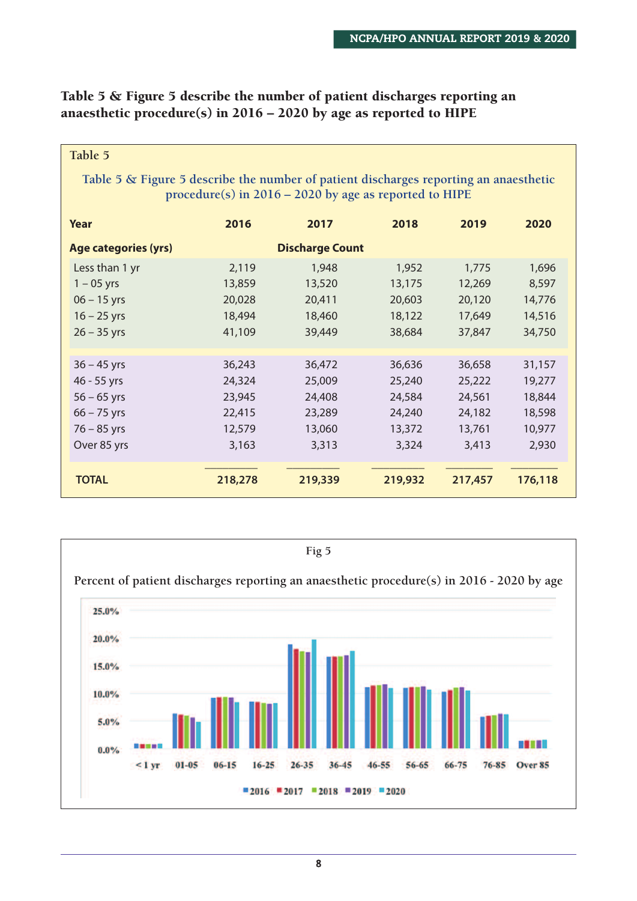**Table 5 & Figure 5 describe the number of patient discharges reporting an anaesthetic procedure(s) in 2016 – 2020 by age as reported to HIPE**

Table 5

Table 5 & Figure 5 describe the number of patient discharges reporting an anaesthetic procedure(s) in 2016 – 2020 by age as reported to HIPE

| Year | 2016 | 2017 | 2018 | 2019 | 2020 |
|---|---|---|---|---|---|
| **Age categories (yrs)** | | **Discharge Count** | | | |
| Less than 1 yr | 2,119 | 1,948 | 1,952 | 1,775 | 1,696 |
| 1 – 05 yrs | 13,859 | 13,520 | 13,175 | 12,269 | 8,597 |
| 06 – 15 yrs | 20,028 | 20,411 | 20,603 | 20,120 | 14,776 |
| 16 – 25 yrs | 18,494 | 18,460 | 18,122 | 17,649 | 14,516 |
| 26 – 35 yrs | 41,109 | 39,449 | 38,684 | 37,847 | 34,750 |
| 36 – 45 yrs | 36,243 | 36,472 | 36,636 | 36,658 | 31,157 |
| 46 - 55 yrs | 24,324 | 25,009 | 25,240 | 25,222 | 19,277 |
| 56 – 65 yrs | 23,945 | 24,408 | 24,584 | 24,561 | 18,844 |
| 66 – 75 yrs | 22,415 | 23,289 | 24,240 | 24,182 | 18,598 |
| 76 – 85 yrs | 12,579 | 13,060 | 13,372 | 13,761 | 10,977 |
| Over 85 yrs | 3,163 | 3,313 | 3,324 | 3,413 | 2,930 |
| **TOTAL** | **218,278** | **219,339** | **219,932** | **217,457** | **176,118** |

Fig 5

Percent of patient discharges reporting an anaesthetic procedure(s) in 2016 - 2020 by age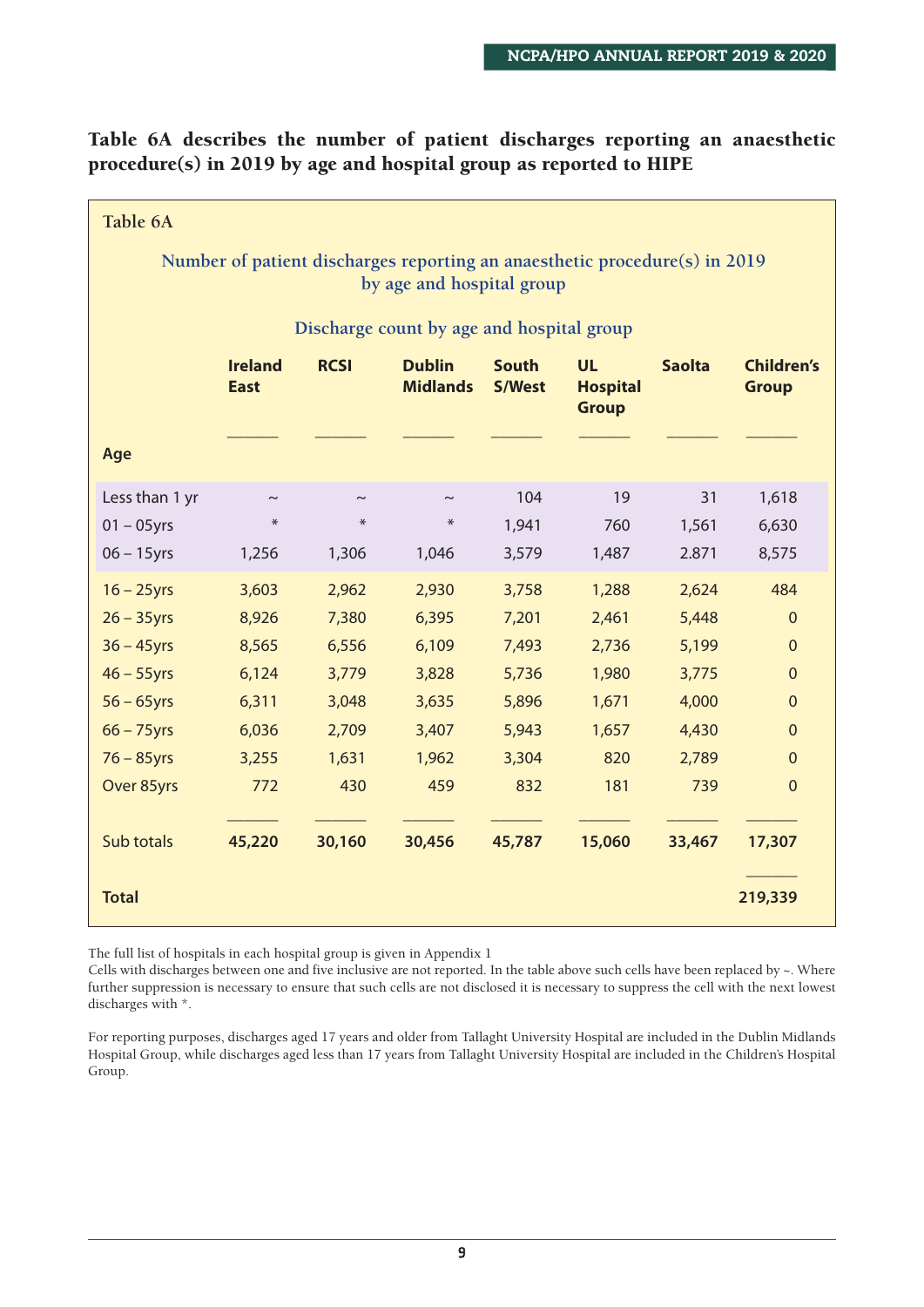**Table 6A describes the number of patient discharges reporting an anaesthetic procedure(s) in 2019 by age and hospital group as reported to HIPE**

Table 6A

Number of patient discharges reporting an anaesthetic procedure(s) in 2019 by age and hospital group

Discharge count by age and hospital group

| Age | Ireland East | RCSI | Dublin Midlands | South S/West | UL Hospital Group | Saolta | Children's Group |
|---|---|---|---|---|---|---|---|
| Less than 1 yr | ~ | ~ | ~ | 104 | 19 | 31 | 1,618 |
| 01 – 05yrs | * | * | * | 1,941 | 760 | 1,561 | 6,630 |
| 06 – 15yrs | 1,256 | 1,306 | 1,046 | 3,579 | 1,487 | 2.871 | 8,575 |
| 16 – 25yrs | 3,603 | 2,962 | 2,930 | 3,758 | 1,288 | 2,624 | 484 |
| 26 – 35yrs | 8,926 | 7,380 | 6,395 | 7,201 | 2,461 | 5,448 | 0 |
| 36 – 45yrs | 8,565 | 6,556 | 6,109 | 7,493 | 2,736 | 5,199 | 0 |
| 46 – 55yrs | 6,124 | 3,779 | 3,828 | 5,736 | 1,980 | 3,775 | 0 |
| 56 – 65yrs | 6,311 | 3,048 | 3,635 | 5,896 | 1,671 | 4,000 | 0 |
| 66 – 75yrs | 6,036 | 2,709 | 3,407 | 5,943 | 1,657 | 4,430 | 0 |
| 76 – 85yrs | 3,255 | 1,631 | 1,962 | 3,304 | 820 | 2,789 | 0 |
| Over 85yrs | 772 | 430 | 459 | 832 | 181 | 739 | 0 |
| Sub totals | **45,220** | **30,160** | **30,456** | **45,787** | **15,060** | **33,467** | **17,307** |
| **Total** | | | | | | | **219,339** |

The full list of hospitals in each hospital group is given in Appendix 1
Cells with discharges between one and five inclusive are not reported. In the table above such cells have been replaced by ~. Where further suppression is necessary to ensure that such cells are not disclosed it is necessary to suppress the cell with the next lowest discharges with *.

For reporting purposes, discharges aged 17 years and older from Tallaght University Hospital are included in the Dublin Midlands Hospital Group, while discharges aged less than 17 years from Tallaght University Hospital are included in the Children's Hospital Group.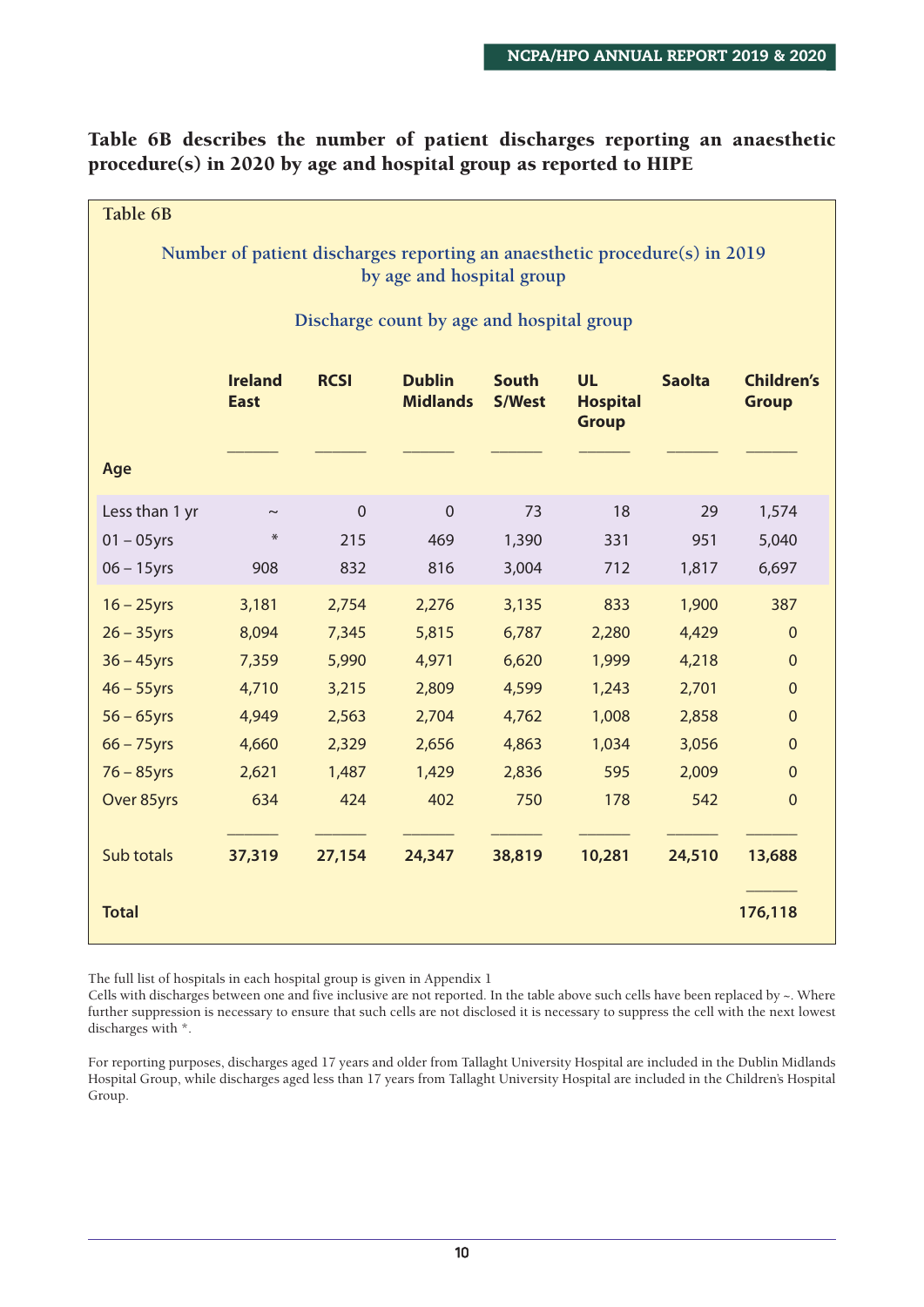**Table 6B describes the number of patient discharges reporting an anaesthetic procedure(s) in 2020 by age and hospital group as reported to HIPE**

**Table 6B**

Number of patient discharges reporting an anaesthetic procedure(s) in 2019 by age and hospital group

Discharge count by age and hospital group

| Age | Ireland East | RCSI | Dublin Midlands | South S/West | UL Hospital Group | Saolta | Children's Group |
|---|---|---|---|---|---|---|---|
| Less than 1 yr | ~ | 0 | 0 | 73 | 18 | 29 | 1,574 |
| 01 – 05yrs | * | 215 | 469 | 1,390 | 331 | 951 | 5,040 |
| 06 – 15yrs | 908 | 832 | 816 | 3,004 | 712 | 1,817 | 6,697 |
| 16 – 25yrs | 3,181 | 2,754 | 2,276 | 3,135 | 833 | 1,900 | 387 |
| 26 – 35yrs | 8,094 | 7,345 | 5,815 | 6,787 | 2,280 | 4,429 | 0 |
| 36 – 45yrs | 7,359 | 5,990 | 4,971 | 6,620 | 1,999 | 4,218 | 0 |
| 46 – 55yrs | 4,710 | 3,215 | 2,809 | 4,599 | 1,243 | 2,701 | 0 |
| 56 – 65yrs | 4,949 | 2,563 | 2,704 | 4,762 | 1,008 | 2,858 | 0 |
| 66 – 75yrs | 4,660 | 2,329 | 2,656 | 4,863 | 1,034 | 3,056 | 0 |
| 76 – 85yrs | 2,621 | 1,487 | 1,429 | 2,836 | 595 | 2,009 | 0 |
| Over 85yrs | 634 | 424 | 402 | 750 | 178 | 542 | 0 |
| Sub totals | **37,319** | **27,154** | **24,347** | **38,819** | **10,281** | **24,510** | **13,688** |
| **Total** | | | | | | | **176,118** |

The full list of hospitals in each hospital group is given in Appendix 1

Cells with discharges between one and five inclusive are not reported. In the table above such cells have been replaced by ~. Where further suppression is necessary to ensure that such cells are not disclosed it is necessary to suppress the cell with the next lowest discharges with *.

For reporting purposes, discharges aged 17 years and older from Tallaght University Hospital are included in the Dublin Midlands Hospital Group, while discharges aged less than 17 years from Tallaght University Hospital are included in the Children's Hospital Group.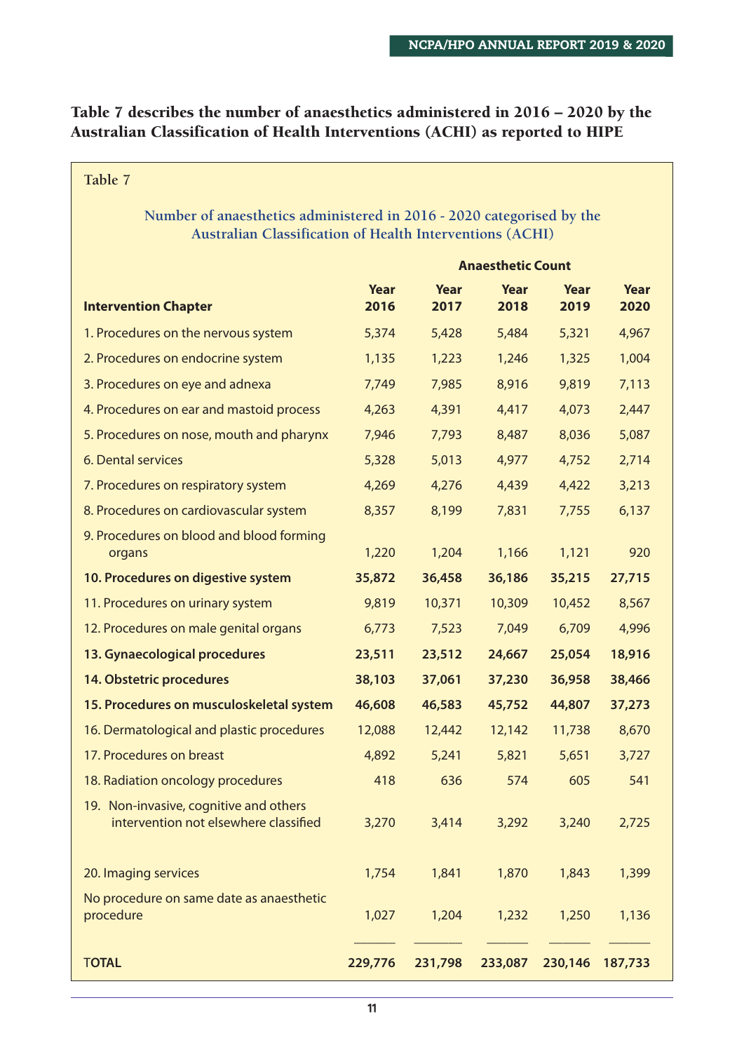**Table 7 describes the number of anaesthetics administered in 2016 – 2020 by the Australian Classification of Health Interventions (ACHI) as reported to HIPE**

Table 7

**Number of anaesthetics administered in 2016 - 2020 categorised by the Australian Classification of Health Interventions (ACHI)**

| | Anaesthetic Count | | | | |
|---|---|---|---|---|---|
| **Intervention Chapter** | **Year 2016** | **Year 2017** | **Year 2018** | **Year 2019** | **Year 2020** |
| 1. Procedures on the nervous system | 5,374 | 5,428 | 5,484 | 5,321 | 4,967 |
| 2. Procedures on endocrine system | 1,135 | 1,223 | 1,246 | 1,325 | 1,004 |
| 3. Procedures on eye and adnexa | 7,749 | 7,985 | 8,916 | 9,819 | 7,113 |
| 4. Procedures on ear and mastoid process | 4,263 | 4,391 | 4,417 | 4,073 | 2,447 |
| 5. Procedures on nose, mouth and pharynx | 7,946 | 7,793 | 8,487 | 8,036 | 5,087 |
| 6. Dental services | 5,328 | 5,013 | 4,977 | 4,752 | 2,714 |
| 7. Procedures on respiratory system | 4,269 | 4,276 | 4,439 | 4,422 | 3,213 |
| 8. Procedures on cardiovascular system | 8,357 | 8,199 | 7,831 | 7,755 | 6,137 |
| 9. Procedures on blood and blood forming organs | 1,220 | 1,204 | 1,166 | 1,121 | 920 |
| **10. Procedures on digestive system** | **35,872** | **36,458** | **36,186** | **35,215** | **27,715** |
| 11. Procedures on urinary system | 9,819 | 10,371 | 10,309 | 10,452 | 8,567 |
| 12. Procedures on male genital organs | 6,773 | 7,523 | 7,049 | 6,709 | 4,996 |
| **13. Gynaecological procedures** | **23,511** | **23,512** | **24,667** | **25,054** | **18,916** |
| **14. Obstetric procedures** | **38,103** | **37,061** | **37,230** | **36,958** | **38,466** |
| **15. Procedures on musculoskeletal system** | **46,608** | **46,583** | **45,752** | **44,807** | **37,273** |
| 16. Dermatological and plastic procedures | 12,088 | 12,442 | 12,142 | 11,738 | 8,670 |
| 17. Procedures on breast | 4,892 | 5,241 | 5,821 | 5,651 | 3,727 |
| 18. Radiation oncology procedures | 418 | 636 | 574 | 605 | 541 |
| 19. Non-invasive, cognitive and others intervention not elsewhere classified | 3,270 | 3,414 | 3,292 | 3,240 | 2,725 |
| 20. Imaging services | 1,754 | 1,841 | 1,870 | 1,843 | 1,399 |
| No procedure on same date as anaesthetic procedure | 1,027 | 1,204 | 1,232 | 1,250 | 1,136 |
| **TOTAL** | **229,776** | **231,798** | **233,087** | **230,146** | **187,733** |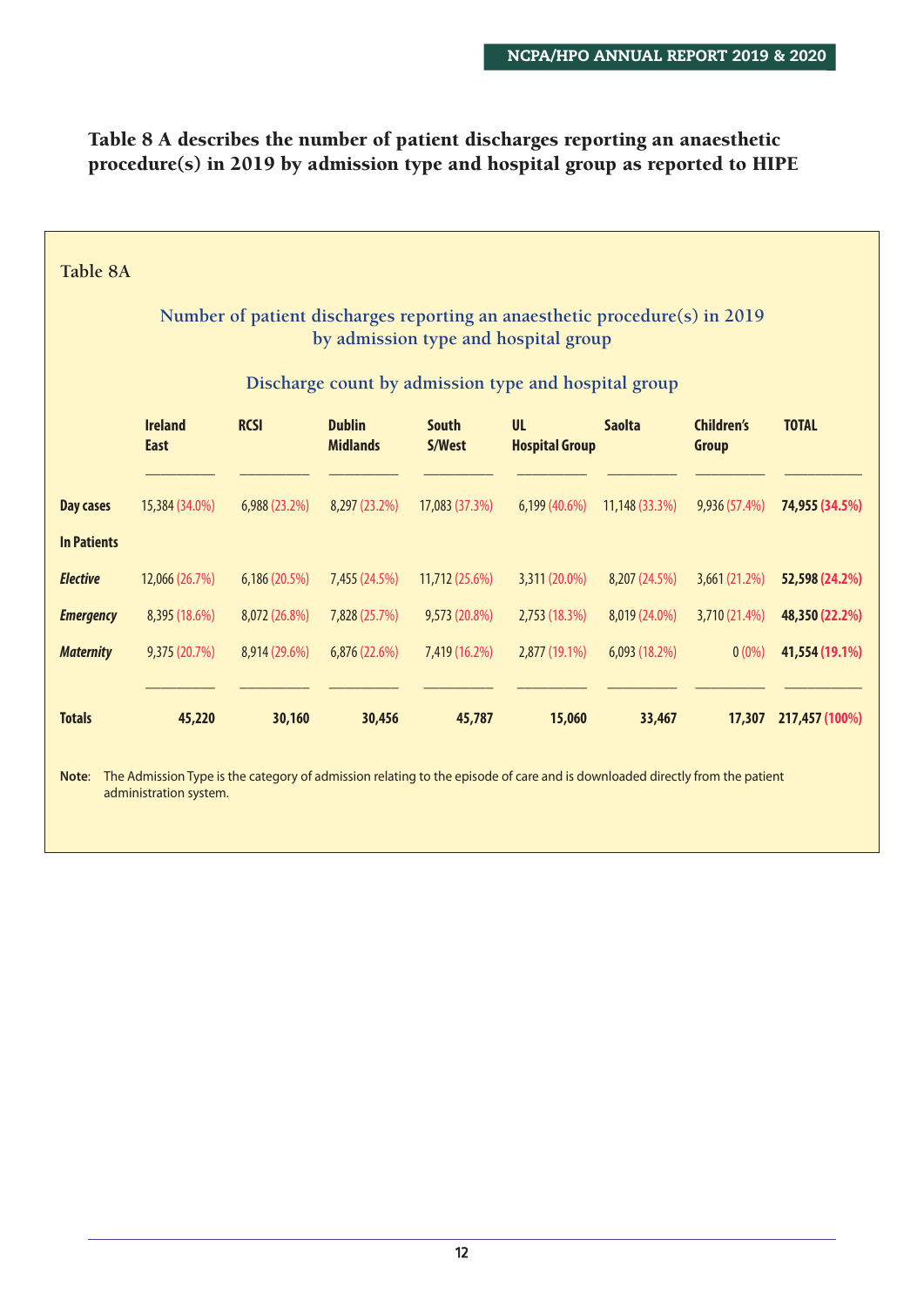### Table 8 A describes the number of patient discharges reporting an anaesthetic procedure(s) in 2019 by admission type and hospital group as reported to HIPE

Table 8A

**Number of patient discharges reporting an anaesthetic procedure(s) in 2019 by admission type and hospital group**

**Discharge count by admission type and hospital group**

| | Ireland East | RCSI | Dublin Midlands | South S/West | UL Hospital Group | Saolta | Children's Group | TOTAL |
|---|---|---|---|---|---|---|---|---|
| **Day cases** | 15,384 (34.0%) | 6,988 (23.2%) | 8,297 (23.2%) | 17,083 (37.3%) | 6,199 (40.6%) | 11,148 (33.3%) | 9,936 (57.4%) | **74,955 (34.5%)** |
| **In Patients** | | | | | | | | |
| ***Elective*** | 12,066 (26.7%) | 6,186 (20.5%) | 7,455 (24.5%) | 11,712 (25.6%) | 3,311 (20.0%) | 8,207 (24.5%) | 3,661 (21.2%) | **52,598 (24.2%)** |
| ***Emergency*** | 8,395 (18.6%) | 8,072 (26.8%) | 7,828 (25.7%) | 9,573 (20.8%) | 2,753 (18.3%) | 8,019 (24.0%) | 3,710 (21.4%) | **48,350 (22.2%)** |
| ***Maternity*** | 9,375 (20.7%) | 8,914 (29.6%) | 6,876 (22.6%) | 7,419 (16.2%) | 2,877 (19.1%) | 6,093 (18.2%) | 0 (0%) | **41,554 (19.1%)** |
| **Totals** | **45,220** | **30,160** | **30,456** | **45,787** | **15,060** | **33,467** | **17,307** | **217,457 (100%)** |

**Note**: The Admission Type is the category of admission relating to the episode of care and is downloaded directly from the patient administration system.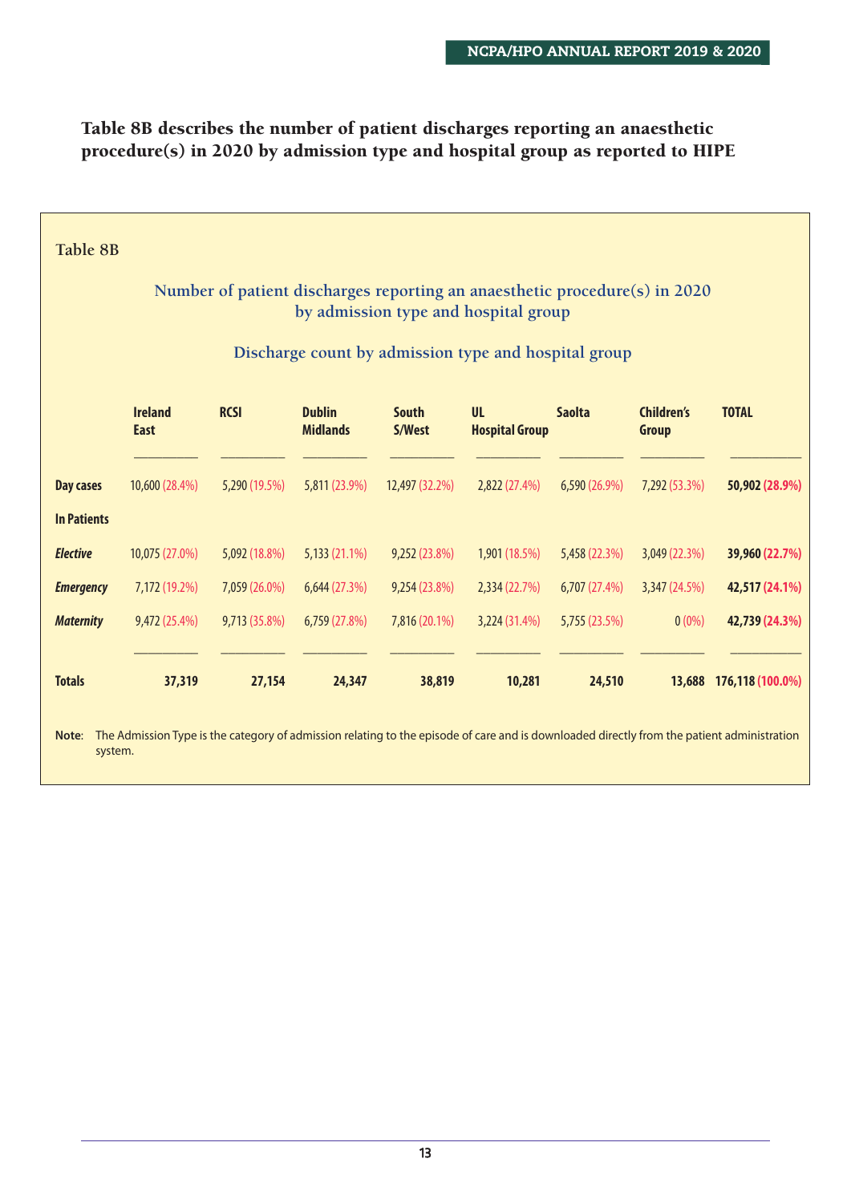## Table 8B describes the number of patient discharges reporting an anaesthetic procedure(s) in 2020 by admission type and hospital group as reported to HIPE

Table 8B

### Number of patient discharges reporting an anaesthetic procedure(s) in 2020 by admission type and hospital group

### Discharge count by admission type and hospital group

| | Ireland East | RCSI | Dublin Midlands | South S/West | UL Hospital Group | Saolta | Children's Group | TOTAL |
|---|---|---|---|---|---|---|---|---|
| **Day cases** | 10,600 (28.4%) | 5,290 (19.5%) | 5,811 (23.9%) | 12,497 (32.2%) | 2,822 (27.4%) | 6,590 (26.9%) | 7,292 (53.3%) | **50,902 (28.9%)** |
| **In Patients** | | | | | | | | |
| ***Elective*** | 10,075 (27.0%) | 5,092 (18.8%) | 5,133 (21.1%) | 9,252 (23.8%) | 1,901 (18.5%) | 5,458 (22.3%) | 3,049 (22.3%) | **39,960 (22.7%)** |
| ***Emergency*** | 7,172 (19.2%) | 7,059 (26.0%) | 6,644 (27.3%) | 9,254 (23.8%) | 2,334 (22.7%) | 6,707 (27.4%) | 3,347 (24.5%) | **42,517 (24.1%)** |
| ***Maternity*** | 9,472 (25.4%) | 9,713 (35.8%) | 6,759 (27.8%) | 7,816 (20.1%) | 3,224 (31.4%) | 5,755 (23.5%) | 0 (0%) | **42,739 (24.3%)** |
| **Totals** | **37,319** | **27,154** | **24,347** | **38,819** | **10,281** | **24,510** | **13,688** | **176,118 (100.0%)** |

**Note**: The Admission Type is the category of admission relating to the episode of care and is downloaded directly from the patient administration system.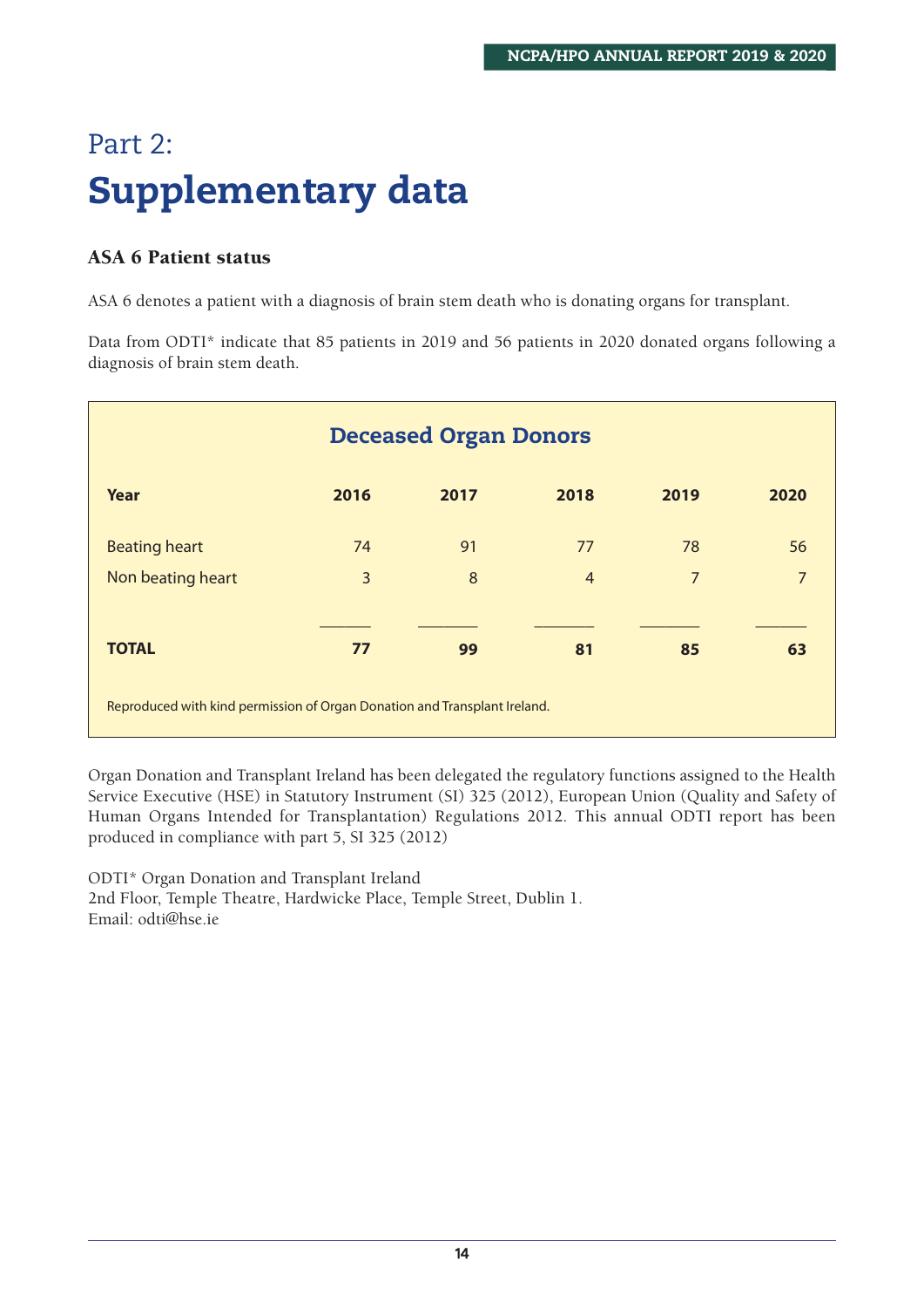# Part 2:

# Supplementary data

### ASA 6 Patient status

ASA 6 denotes a patient with a diagnosis of brain stem death who is donating organs for transplant.

Data from ODTI* indicate that 85 patients in 2019 and 56 patients in 2020 donated organs following a diagnosis of brain stem death.

**Deceased Organ Donors**

| Year | 2016 | 2017 | 2018 | 2019 | 2020 |
|---|---|---|---|---|---|
| Beating heart | 74 | 91 | 77 | 78 | 56 |
| Non beating heart | 3 | 8 | 4 | 7 | 7 |
| **TOTAL** | **77** | **99** | **81** | **85** | **63** |

Reproduced with kind permission of Organ Donation and Transplant Ireland.

Organ Donation and Transplant Ireland has been delegated the regulatory functions assigned to the Health Service Executive (HSE) in Statutory Instrument (SI) 325 (2012), European Union (Quality and Safety of Human Organs Intended for Transplantation) Regulations 2012. This annual ODTI report has been produced in compliance with part 5, SI 325 (2012)

ODTI* Organ Donation and Transplant Ireland
2nd Floor, Temple Theatre, Hardwicke Place, Temple Street, Dublin 1.
Email: odti@hse.ie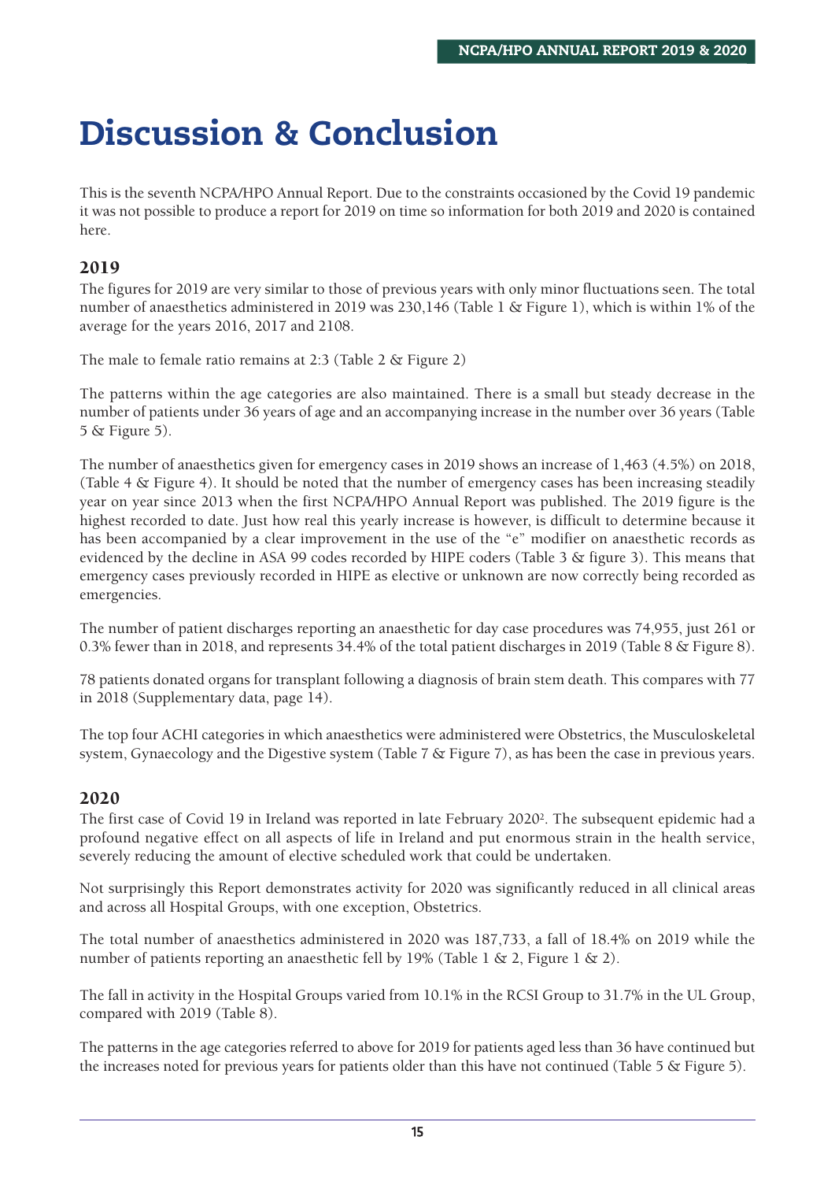# Discussion & Conclusion

This is the seventh NCPA/HPO Annual Report. Due to the constraints occasioned by the Covid 19 pandemic it was not possible to produce a report for 2019 on time so information for both 2019 and 2020 is contained here.

## 2019

The figures for 2019 are very similar to those of previous years with only minor fluctuations seen. The total number of anaesthetics administered in 2019 was 230,146 (Table 1 & Figure 1), which is within 1% of the average for the years 2016, 2017 and 2108.

The male to female ratio remains at 2:3 (Table 2 & Figure 2)

The patterns within the age categories are also maintained. There is a small but steady decrease in the number of patients under 36 years of age and an accompanying increase in the number over 36 years (Table 5 & Figure 5).

The number of anaesthetics given for emergency cases in 2019 shows an increase of 1,463 (4.5%) on 2018, (Table 4 & Figure 4). It should be noted that the number of emergency cases has been increasing steadily year on year since 2013 when the first NCPA/HPO Annual Report was published. The 2019 figure is the highest recorded to date. Just how real this yearly increase is however, is difficult to determine because it has been accompanied by a clear improvement in the use of the "e" modifier on anaesthetic records as evidenced by the decline in ASA 99 codes recorded by HIPE coders (Table 3 & figure 3). This means that emergency cases previously recorded in HIPE as elective or unknown are now correctly being recorded as emergencies.

The number of patient discharges reporting an anaesthetic for day case procedures was 74,955, just 261 or 0.3% fewer than in 2018, and represents 34.4% of the total patient discharges in 2019 (Table 8 & Figure 8).

78 patients donated organs for transplant following a diagnosis of brain stem death. This compares with 77 in 2018 (Supplementary data, page 14).

The top four ACHI categories in which anaesthetics were administered were Obstetrics, the Musculoskeletal system, Gynaecology and the Digestive system (Table 7 & Figure 7), as has been the case in previous years.

## 2020

The first case of Covid 19 in Ireland was reported in late February 2020[2]. The subsequent epidemic had a profound negative effect on all aspects of life in Ireland and put enormous strain in the health service, severely reducing the amount of elective scheduled work that could be undertaken.

Not surprisingly this Report demonstrates activity for 2020 was significantly reduced in all clinical areas and across all Hospital Groups, with one exception, Obstetrics.

The total number of anaesthetics administered in 2020 was 187,733, a fall of 18.4% on 2019 while the number of patients reporting an anaesthetic fell by 19% (Table 1 & 2, Figure 1 & 2).

The fall in activity in the Hospital Groups varied from 10.1% in the RCSI Group to 31.7% in the UL Group, compared with 2019 (Table 8).

The patterns in the age categories referred to above for 2019 for patients aged less than 36 have continued but the increases noted for previous years for patients older than this have not continued (Table 5 & Figure 5).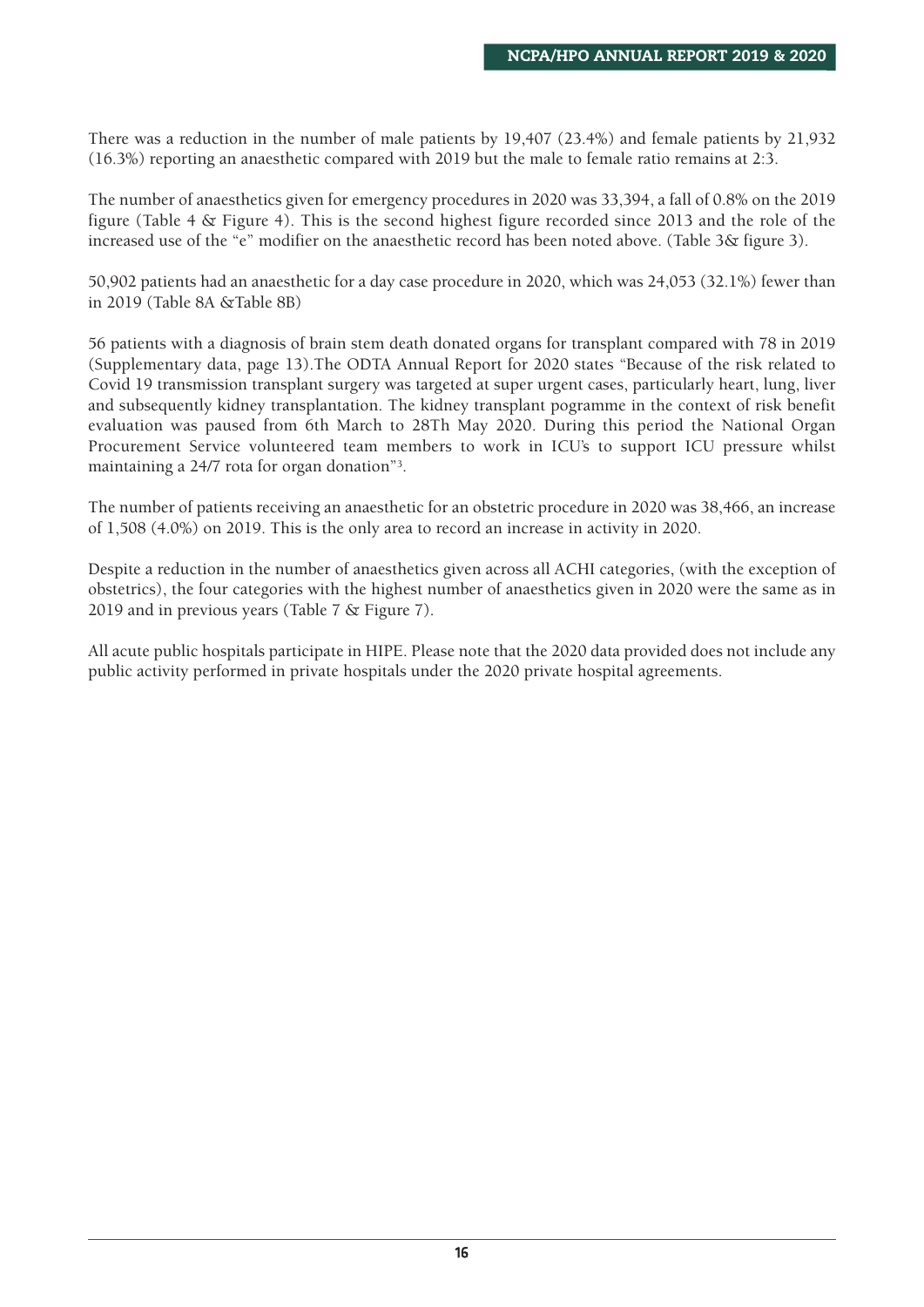There was a reduction in the number of male patients by 19,407 (23.4%) and female patients by 21,932 (16.3%) reporting an anaesthetic compared with 2019 but the male to female ratio remains at 2:3.

The number of anaesthetics given for emergency procedures in 2020 was 33,394, a fall of 0.8% on the 2019 figure (Table 4 & Figure 4). This is the second highest figure recorded since 2013 and the role of the increased use of the "e" modifier on the anaesthetic record has been noted above. (Table 3& figure 3).

50,902 patients had an anaesthetic for a day case procedure in 2020, which was 24,053 (32.1%) fewer than in 2019 (Table 8A &Table 8B)

56 patients with a diagnosis of brain stem death donated organs for transplant compared with 78 in 2019 (Supplementary data, page 13).The ODTA Annual Report for 2020 states "Because of the risk related to Covid 19 transmission transplant surgery was targeted at super urgent cases, particularly heart, lung, liver and subsequently kidney transplantation. The kidney transplant pogramme in the context of risk benefit evaluation was paused from 6th March to 28Th May 2020. During this period the National Organ Procurement Service volunteered team members to work in ICU's to support ICU pressure whilst maintaining a 24/7 rota for organ donation"[3].

The number of patients receiving an anaesthetic for an obstetric procedure in 2020 was 38,466, an increase of 1,508 (4.0%) on 2019. This is the only area to record an increase in activity in 2020.

Despite a reduction in the number of anaesthetics given across all ACHI categories, (with the exception of obstetrics), the four categories with the highest number of anaesthetics given in 2020 were the same as in 2019 and in previous years (Table 7 & Figure 7).

All acute public hospitals participate in HIPE. Please note that the 2020 data provided does not include any public activity performed in private hospitals under the 2020 private hospital agreements.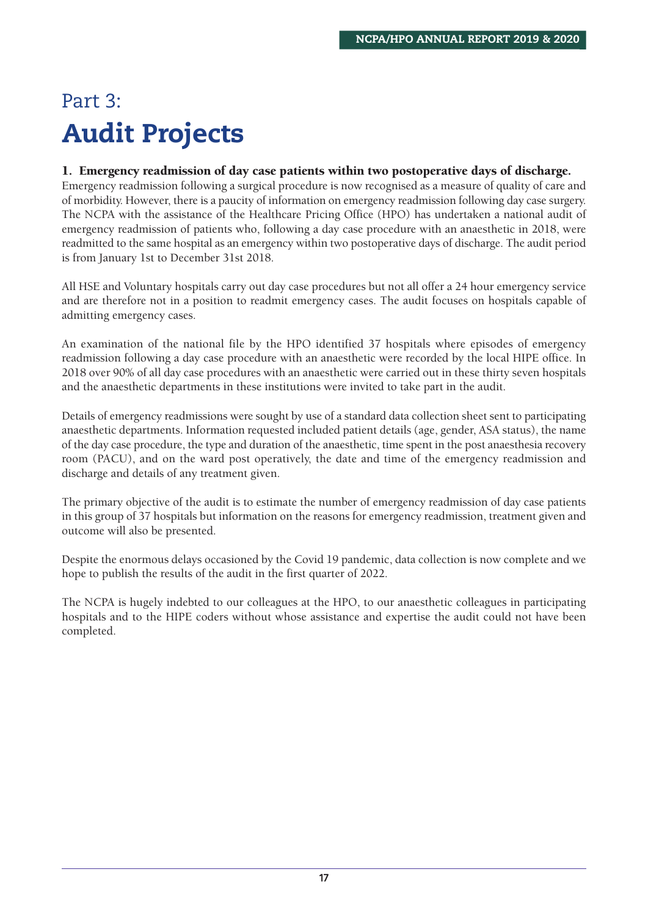# Part 3:
# Audit Projects

## 1. Emergency readmission of day case patients within two postoperative days of discharge.

Emergency readmission following a surgical procedure is now recognised as a measure of quality of care and of morbidity. However, there is a paucity of information on emergency readmission following day case surgery. The NCPA with the assistance of the Healthcare Pricing Office (HPO) has undertaken a national audit of emergency readmission of patients who, following a day case procedure with an anaesthetic in 2018, were readmitted to the same hospital as an emergency within two postoperative days of discharge. The audit period is from January 1st to December 31st 2018.

All HSE and Voluntary hospitals carry out day case procedures but not all offer a 24 hour emergency service and are therefore not in a position to readmit emergency cases. The audit focuses on hospitals capable of admitting emergency cases.

An examination of the national file by the HPO identified 37 hospitals where episodes of emergency readmission following a day case procedure with an anaesthetic were recorded by the local HIPE office. In 2018 over 90% of all day case procedures with an anaesthetic were carried out in these thirty seven hospitals and the anaesthetic departments in these institutions were invited to take part in the audit.

Details of emergency readmissions were sought by use of a standard data collection sheet sent to participating anaesthetic departments. Information requested included patient details (age, gender, ASA status), the name of the day case procedure, the type and duration of the anaesthetic, time spent in the post anaesthesia recovery room (PACU), and on the ward post operatively, the date and time of the emergency readmission and discharge and details of any treatment given.

The primary objective of the audit is to estimate the number of emergency readmission of day case patients in this group of 37 hospitals but information on the reasons for emergency readmission, treatment given and outcome will also be presented.

Despite the enormous delays occasioned by the Covid 19 pandemic, data collection is now complete and we hope to publish the results of the audit in the first quarter of 2022.

The NCPA is hugely indebted to our colleagues at the HPO, to our anaesthetic colleagues in participating hospitals and to the HIPE coders without whose assistance and expertise the audit could not have been completed.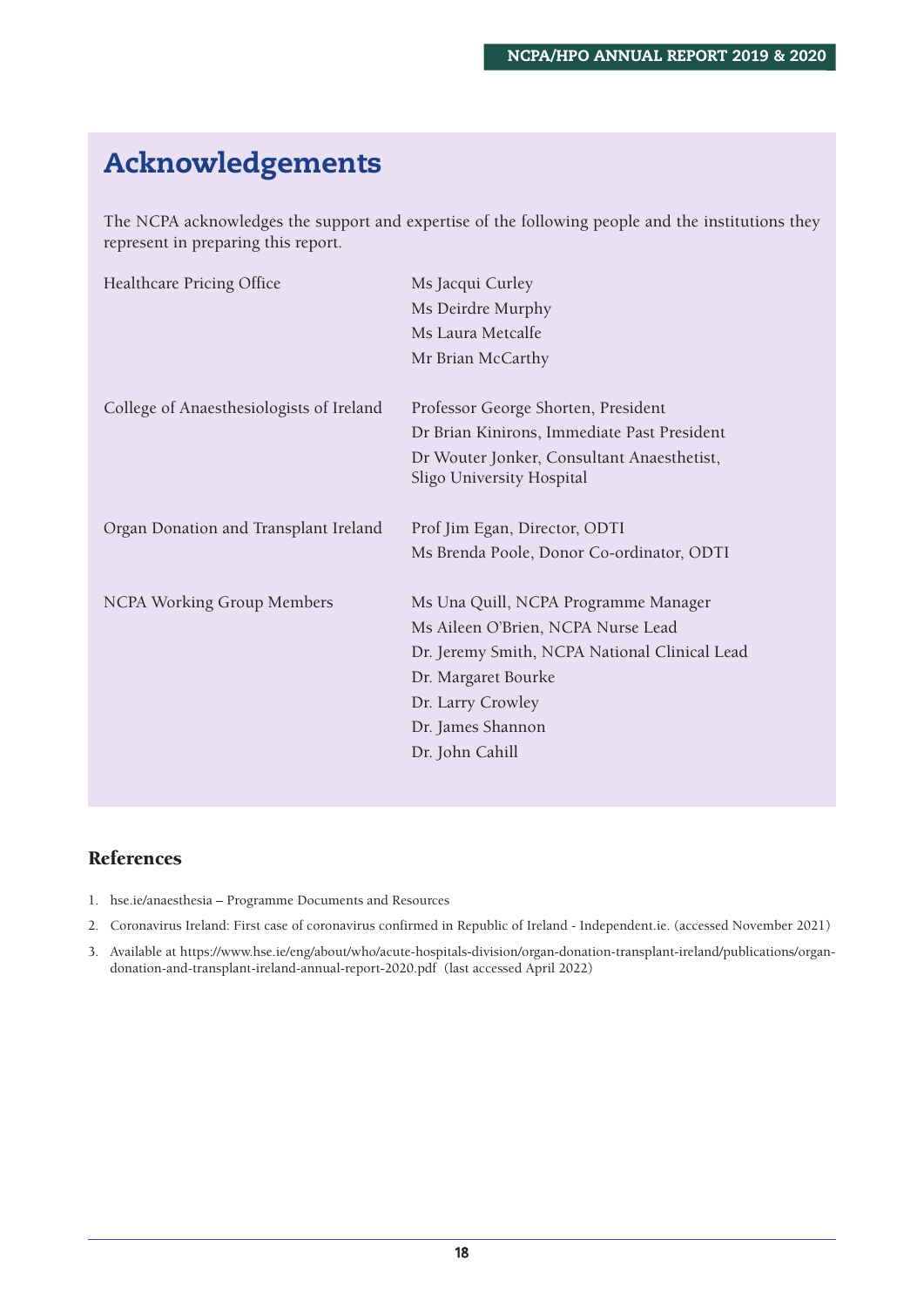# Acknowledgements

The NCPA acknowledges the support and expertise of the following people and the institutions they represent in preparing this report.

| | |
|---|---|
| Healthcare Pricing Office | Ms Jacqui Curley<br>Ms Deirdre Murphy<br>Ms Laura Metcalfe<br>Mr Brian McCarthy |
| College of Anaesthesiologists of Ireland | Professor George Shorten, President<br>Dr Brian Kinirons, Immediate Past President<br>Dr Wouter Jonker, Consultant Anaesthetist, Sligo University Hospital |
| Organ Donation and Transplant Ireland | Prof Jim Egan, Director, ODTI<br>Ms Brenda Poole, Donor Co-ordinator, ODTI |
| NCPA Working Group Members | Ms Una Quill, NCPA Programme Manager<br>Ms Aileen O'Brien, NCPA Nurse Lead<br>Dr. Jeremy Smith, NCPA National Clinical Lead<br>Dr. Margaret Bourke<br>Dr. Larry Crowley<br>Dr. James Shannon<br>Dr. John Cahill |

## References

1. hse.ie/anaesthesia – Programme Documents and Resources
2. Coronavirus Ireland: First case of coronavirus confirmed in Republic of Ireland - Independent.ie. (accessed November 2021)
3. Available at https://www.hse.ie/eng/about/who/acute-hospitals-division/organ-donation-transplant-ireland/publications/organ-donation-and-transplant-ireland-annual-report-2020.pdf (last accessed April 2022)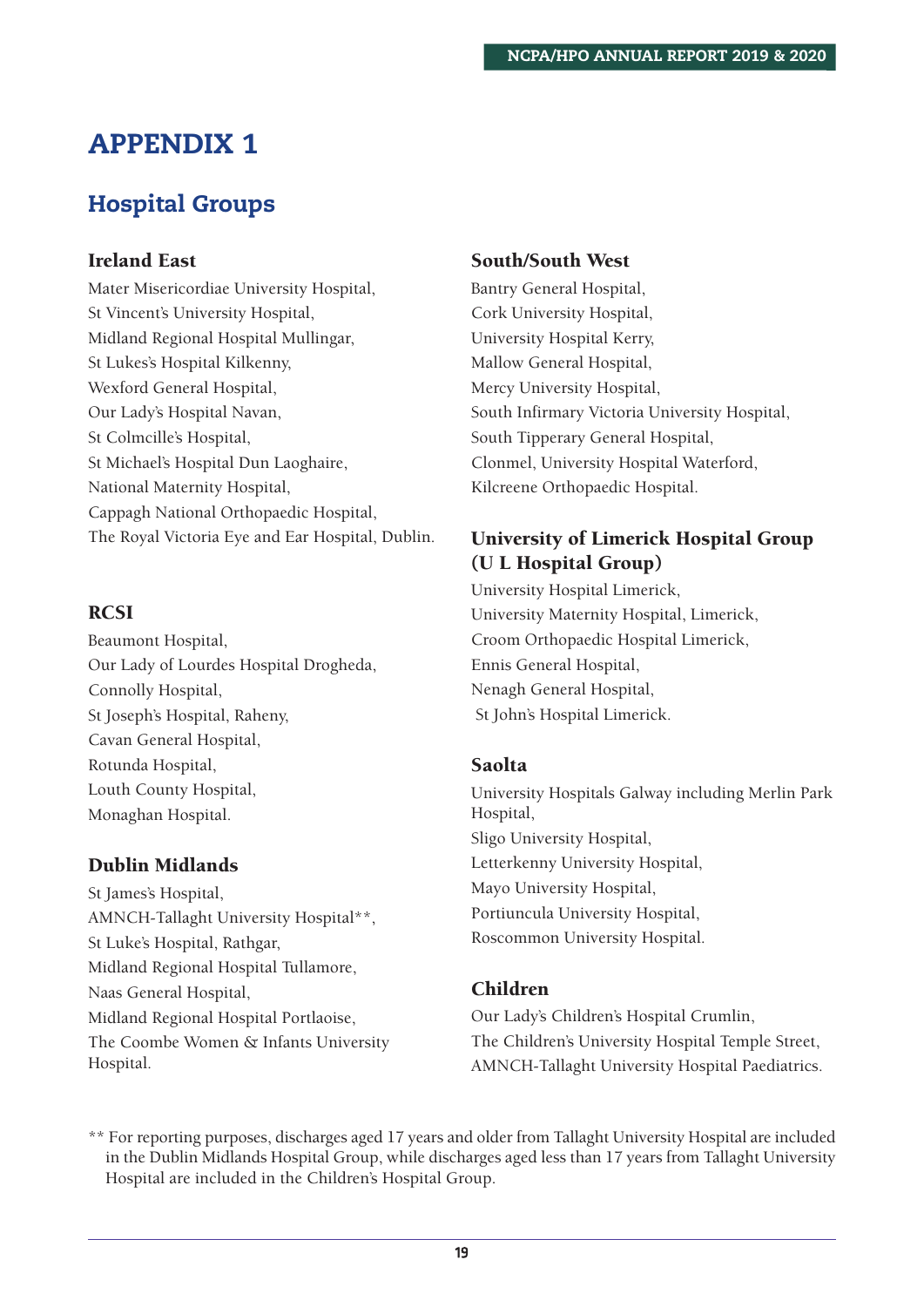# APPENDIX 1

## Hospital Groups

### Ireland East

Mater Misericordiae University Hospital,
St Vincent's University Hospital,
Midland Regional Hospital Mullingar,
St Lukes's Hospital Kilkenny,
Wexford General Hospital,
Our Lady's Hospital Navan,
St Colmcille's Hospital,
St Michael's Hospital Dun Laoghaire,
National Maternity Hospital,
Cappagh National Orthopaedic Hospital,
The Royal Victoria Eye and Ear Hospital, Dublin.

### RCSI

Beaumont Hospital,
Our Lady of Lourdes Hospital Drogheda,
Connolly Hospital,
St Joseph's Hospital, Raheny,
Cavan General Hospital,
Rotunda Hospital,
Louth County Hospital,
Monaghan Hospital.

### Dublin Midlands

St James's Hospital,
AMNCH-Tallaght University Hospital**,
St Luke's Hospital, Rathgar,
Midland Regional Hospital Tullamore,
Naas General Hospital,
Midland Regional Hospital Portlaoise,
The Coombe Women & Infants University Hospital.

### South/South West

Bantry General Hospital,
Cork University Hospital,
University Hospital Kerry,
Mallow General Hospital,
Mercy University Hospital,
South Infirmary Victoria University Hospital,
South Tipperary General Hospital,
Clonmel, University Hospital Waterford,
Kilcreene Orthopaedic Hospital.

### University of Limerick Hospital Group (U L Hospital Group)

University Hospital Limerick,
University Maternity Hospital, Limerick,
Croom Orthopaedic Hospital Limerick,
Ennis General Hospital,
Nenagh General Hospital,
St John's Hospital Limerick.

### Saolta

University Hospitals Galway including Merlin Park Hospital,
Sligo University Hospital,
Letterkenny University Hospital,
Mayo University Hospital,
Portiuncula University Hospital,
Roscommon University Hospital.

### Children

Our Lady's Children's Hospital Crumlin,
The Children's University Hospital Temple Street,
AMNCH-Tallaght University Hospital Paediatrics.

** For reporting purposes, discharges aged 17 years and older from Tallaght University Hospital are included in the Dublin Midlands Hospital Group, while discharges aged less than 17 years from Tallaght University Hospital are included in the Children's Hospital Group.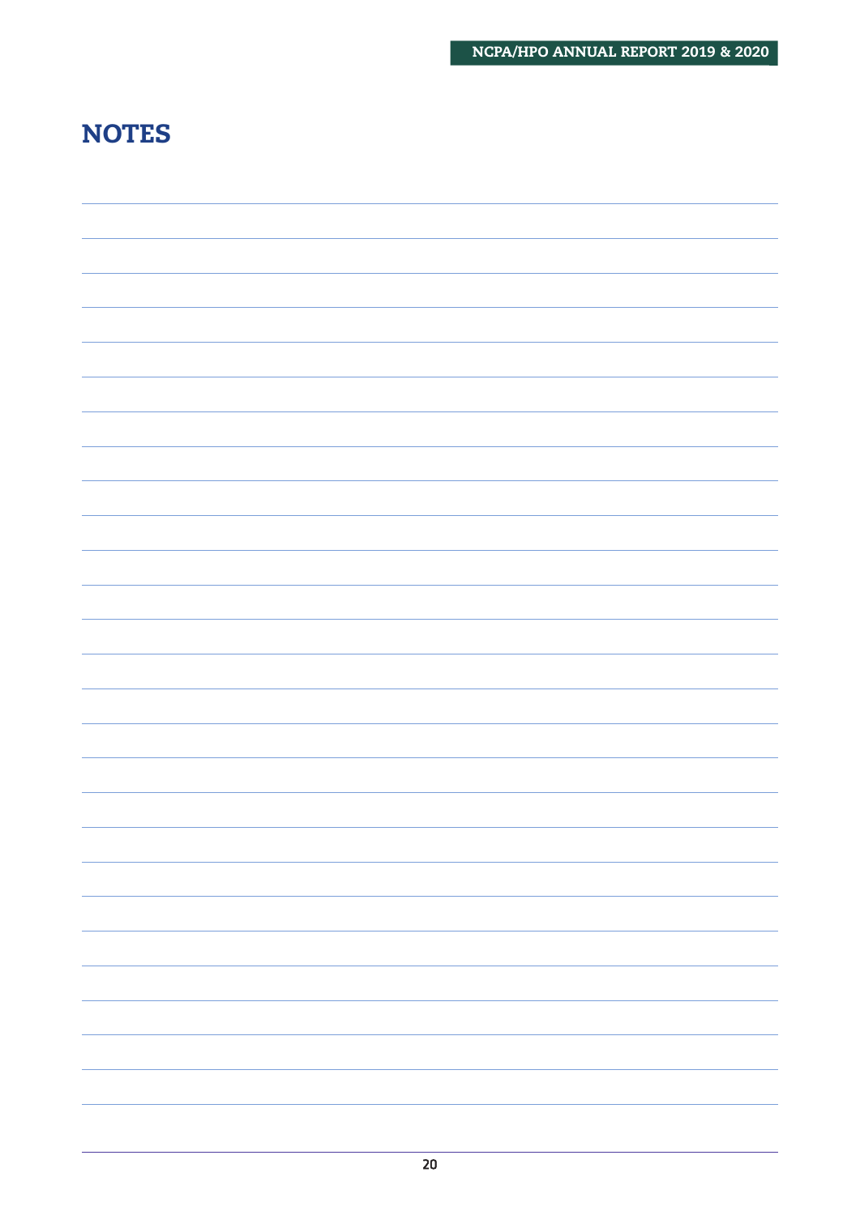# NOTES